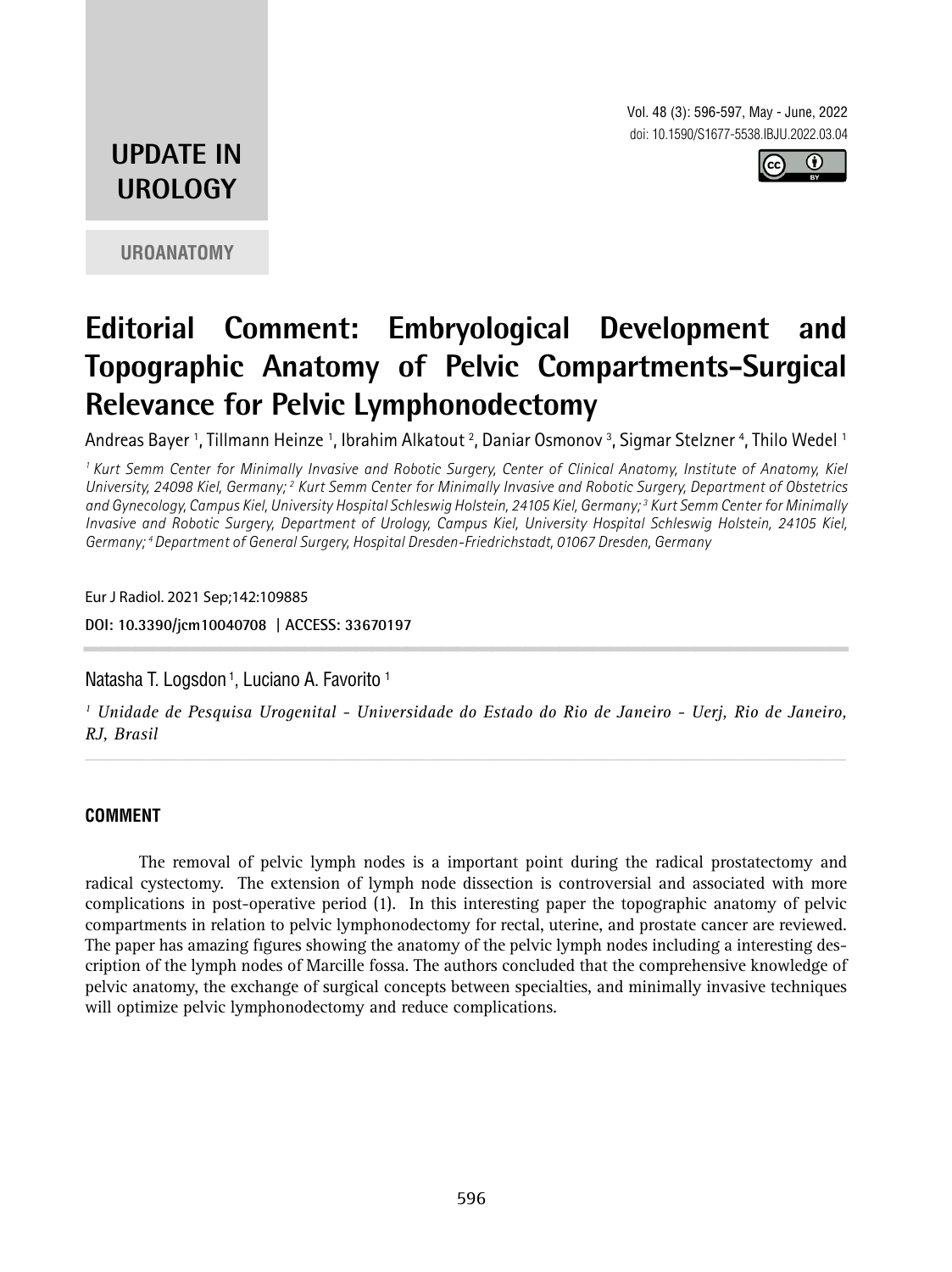**UPDATE IN UROLOGY**

**UROANATOMY**

doi: 10.1590/S1677-5538.IBJU.2022.03.04

# Editorial Comment: Embryological Development and Topographic Anatomy of Pelvic Compartments-Surgical Relevance for Pelvic Lymphonodectomy

Andreas Bayer [1], Tillmann Heinze [1], Ibrahim Alkatout [2], Daniar Osmonov [3], Sigmar Stelzner [4], Thilo Wedel [1]

*[1] Kurt Semm Center for Minimally Invasive and Robotic Surgery, Center of Clinical Anatomy, Institute of Anatomy, Kiel University, 24098 Kiel, Germany; [2] Kurt Semm Center for Minimally Invasive and Robotic Surgery, Department of Obstetrics and Gynecology, Campus Kiel, University Hospital Schleswig Holstein, 24105 Kiel, Germany; [3] Kurt Semm Center for Minimally Invasive and Robotic Surgery, Department of Urology, Campus Kiel, University Hospital Schleswig Holstein, 24105 Kiel, Germany; [4] Department of General Surgery, Hospital Dresden-Friedrichstadt, 01067 Dresden, Germany*

Eur J Radiol. 2021 Sep;142:109885

**DOI: 10.3390/jcm10040708 | ACCESS: 33670197**

---

Natasha T. Logsdon [1], Luciano A. Favorito [1]

*[1] Unidade de Pesquisa Urogenital - Universidade do Estado do Rio de Janeiro - Uerj, Rio de Janeiro, RJ, Brasil*

---

## COMMENT

The removal of pelvic lymph nodes is a important point during the radical prostatectomy and radical cystectomy. The extension of lymph node dissection is controversial and associated with more complications in post-operative period (1). In this interesting paper the topographic anatomy of pelvic compartments in relation to pelvic lymphonodectomy for rectal, uterine, and prostate cancer are reviewed. The paper has amazing figures showing the anatomy of the pelvic lymph nodes including a interesting description of the lymph nodes of Marcille fossa. The authors concluded that the comprehensive knowledge of pelvic anatomy, the exchange of surgical concepts between specialties, and minimally invasive techniques will optimize pelvic lymphonodectomy and reduce complications.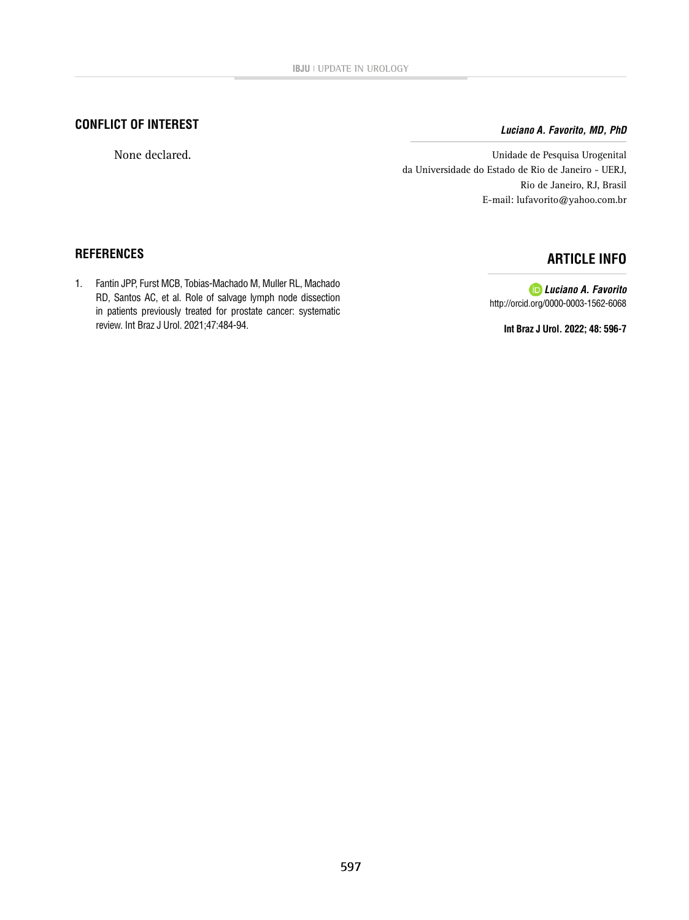## CONFLICT OF INTEREST

None declared.

***Luciano A. Favorito, MD, PhD***

Unidade de Pesquisa Urogenital
da Universidade do Estado de Rio de Janeiro - UERJ,
Rio de Janeiro, RJ, Brasil
E-mail: lufavorito@yahoo.com.br

## REFERENCES

1. Fantin JPP, Furst MCB, Tobias-Machado M, Muller RL, Machado RD, Santos AC, et al. Role of salvage lymph node dissection in patients previously treated for prostate cancer: systematic review. Int Braz J Urol. 2021;47:484-94.

## ARTICLE INFO

***Luciano A. Favorito***
http://orcid.org/0000-0003-1562-6068

**Int Braz J Urol. 2022; 48: 596-7**